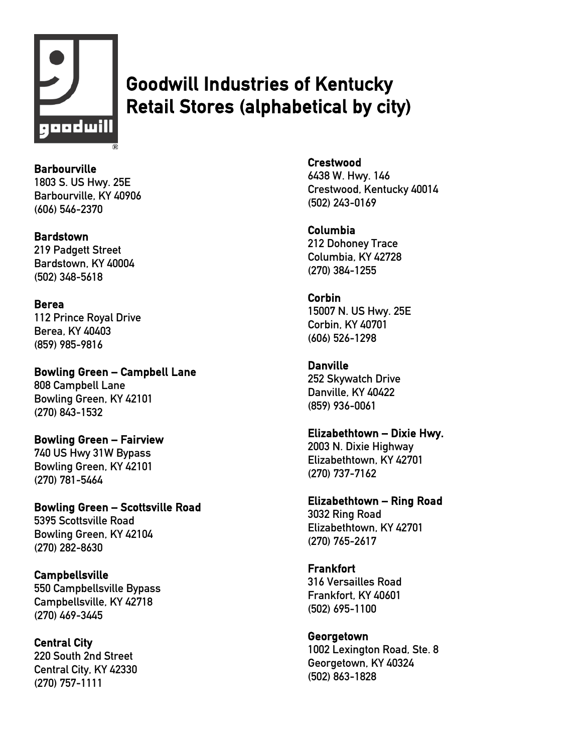# Goodwill Industries of Kentucky Retail Stores (alphabetical by city)

**Barbourville**
1803 S. US Hwy. 25E
Barbourville, KY 40906
(606) 546-2370

**Bardstown**
219 Padgett Street
Bardstown, KY 40004
(502) 348-5618

**Berea**
112 Prince Royal Drive
Berea, KY 40403
(859) 985-9816

**Bowling Green – Campbell Lane**
808 Campbell Lane
Bowling Green, KY 42101
(270) 843-1532

**Bowling Green – Fairview**
740 US Hwy 31W Bypass
Bowling Green, KY 42101
(270) 781-5464

**Bowling Green – Scottsville Road**
5395 Scottsville Road
Bowling Green, KY 42104
(270) 282-8630

**Campbellsville**
550 Campbellsville Bypass
Campbellsville, KY 42718
(270) 469-3445

**Central City**
220 South 2nd Street
Central City, KY 42330
(270) 757-1111

**Crestwood**
6438 W. Hwy. 146
Crestwood, Kentucky 40014
(502) 243-0169

**Columbia**
212 Dohoney Trace
Columbia, KY 42728
(270) 384-1255

**Corbin**
15007 N. US Hwy. 25E
Corbin, KY 40701
(606) 526-1298

**Danville**
252 Skywatch Drive
Danville, KY 40422
(859) 936-0061

**Elizabethtown – Dixie Hwy.**
2003 N. Dixie Highway
Elizabethtown, KY 42701
(270) 737-7162

**Elizabethtown – Ring Road**
3032 Ring Road
Elizabethtown, KY 42701
(270) 765-2617

**Frankfort**
316 Versailles Road
Frankfort, KY 40601
(502) 695-1100

**Georgetown**
1002 Lexington Road, Ste. 8
Georgetown, KY 40324
(502) 863-1828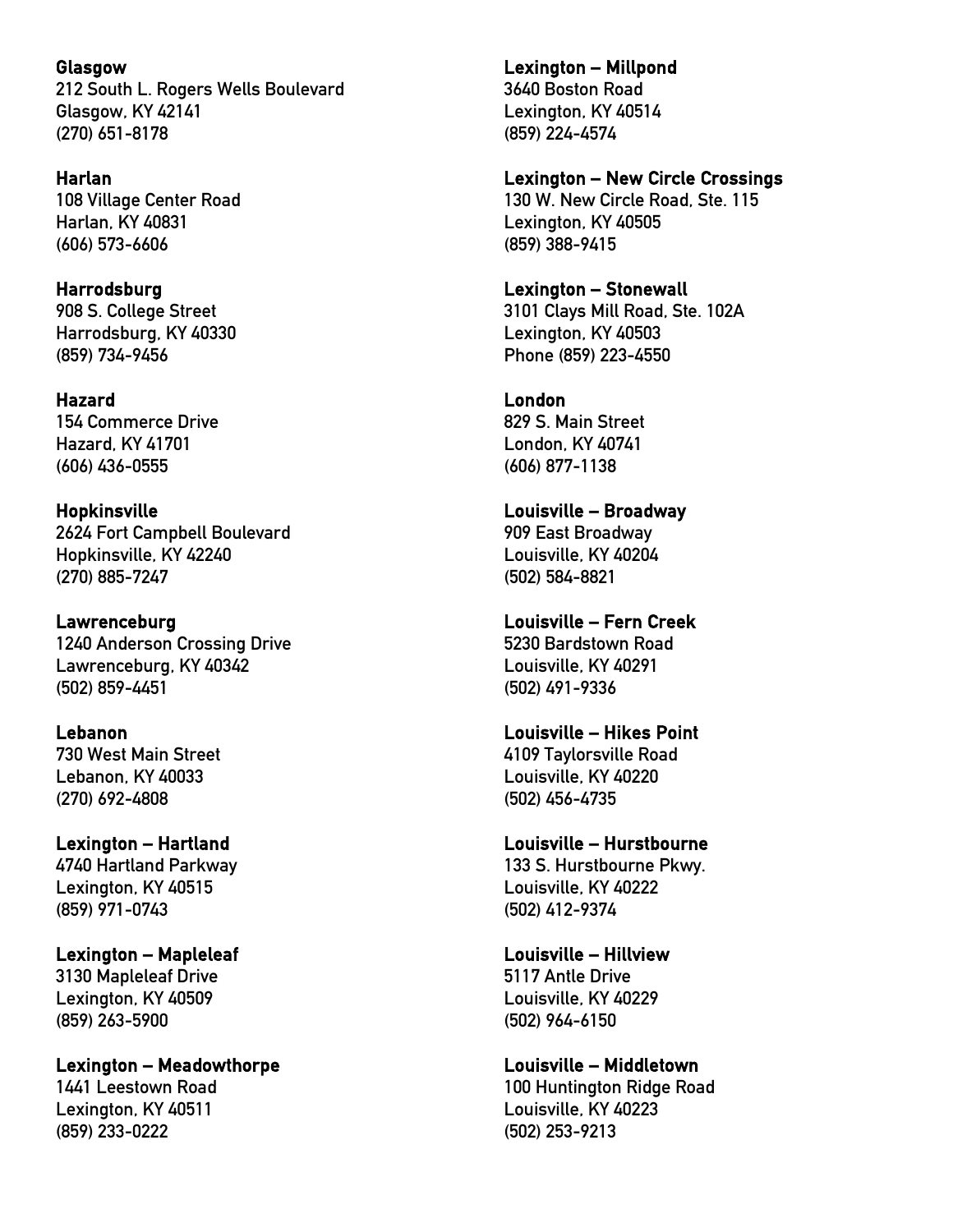**Glasgow**
212 South L. Rogers Wells Boulevard
Glasgow, KY 42141
(270) 651-8178

**Harlan**
108 Village Center Road
Harlan, KY 40831
(606) 573-6606

**Harrodsburg**
908 S. College Street
Harrodsburg, KY 40330
(859) 734-9456

**Hazard**
154 Commerce Drive
Hazard, KY 41701
(606) 436-0555

**Hopkinsville**
2624 Fort Campbell Boulevard
Hopkinsville, KY 42240
(270) 885-7247

**Lawrenceburg**
1240 Anderson Crossing Drive
Lawrenceburg, KY 40342
(502) 859-4451

**Lebanon**
730 West Main Street
Lebanon, KY 40033
(270) 692-4808

**Lexington – Hartland**
4740 Hartland Parkway
Lexington, KY 40515
(859) 971-0743

**Lexington – Mapleleaf**
3130 Mapleleaf Drive
Lexington, KY 40509
(859) 263-5900

**Lexington – Meadowthorpe**
1441 Leestown Road
Lexington, KY 40511
(859) 233-0222

**Lexington – Millpond**
3640 Boston Road
Lexington, KY 40514
(859) 224-4574

**Lexington – New Circle Crossings**
130 W. New Circle Road, Ste. 115
Lexington, KY 40505
(859) 388-9415

**Lexington – Stonewall**
3101 Clays Mill Road, Ste. 102A
Lexington, KY 40503
Phone (859) 223-4550

**London**
829 S. Main Street
London, KY 40741
(606) 877-1138

**Louisville – Broadway**
909 East Broadway
Louisville, KY 40204
(502) 584-8821

**Louisville – Fern Creek**
5230 Bardstown Road
Louisville, KY 40291
(502) 491-9336

**Louisville – Hikes Point**
4109 Taylorsville Road
Louisville, KY 40220
(502) 456-4735

**Louisville – Hurstbourne**
133 S. Hurstbourne Pkwy.
Louisville, KY 40222
(502) 412-9374

**Louisville – Hillview**
5117 Antle Drive
Louisville, KY 40229
(502) 964-6150

**Louisville – Middletown**
100 Huntington Ridge Road
Louisville, KY 40223
(502) 253-9213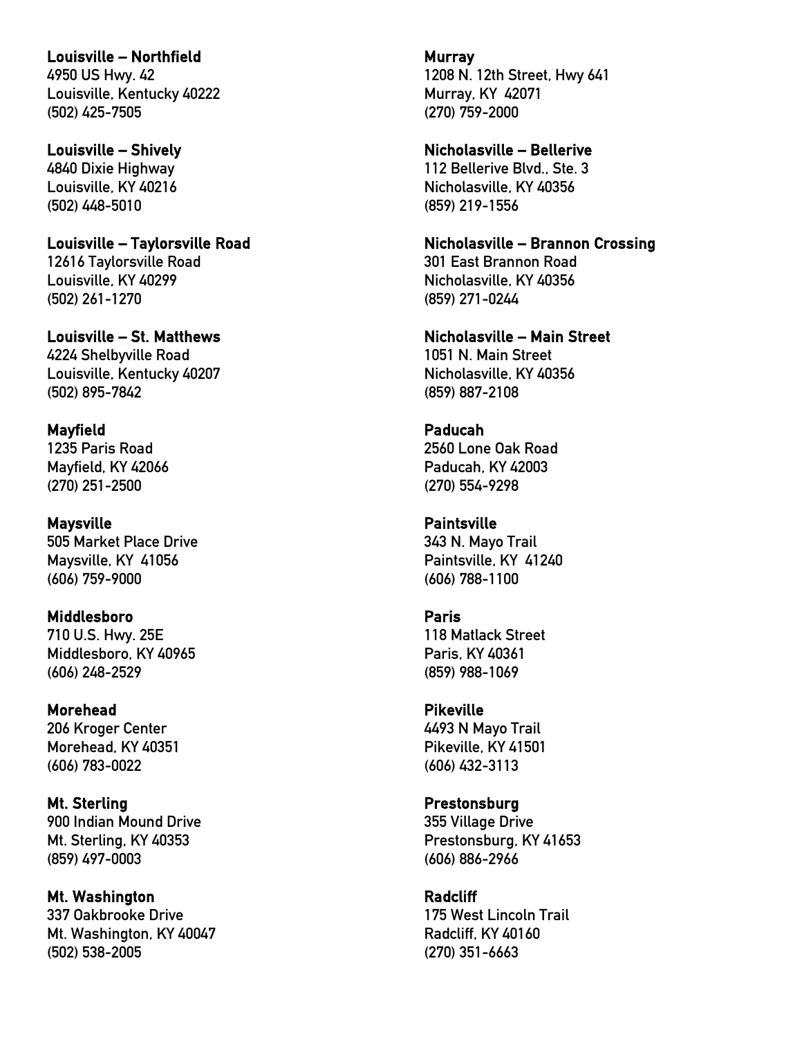**Louisville – Northfield**
4950 US Hwy. 42
Louisville, Kentucky 40222
(502) 425-7505

**Louisville – Shively**
4840 Dixie Highway
Louisville, KY 40216
(502) 448-5010

**Louisville – Taylorsville Road**
12616 Taylorsville Road
Louisville, KY 40299
(502) 261-1270

**Louisville – St. Matthews**
4224 Shelbyville Road
Louisville, Kentucky 40207
(502) 895-7842

**Mayfield**
1235 Paris Road
Mayfield, KY 42066
(270) 251-2500

**Maysville**
505 Market Place Drive
Maysville, KY 41056
(606) 759-9000

**Middlesboro**
710 U.S. Hwy. 25E
Middlesboro, KY 40965
(606) 248-2529

**Morehead**
206 Kroger Center
Morehead, KY 40351
(606) 783-0022

**Mt. Sterling**
900 Indian Mound Drive
Mt. Sterling, KY 40353
(859) 497-0003

**Mt. Washington**
337 Oakbrooke Drive
Mt. Washington, KY 40047
(502) 538-2005

**Murray**
1208 N. 12th Street, Hwy 641
Murray, KY 42071
(270) 759-2000

**Nicholasville – Bellerive**
112 Bellerive Blvd., Ste. 3
Nicholasville, KY 40356
(859) 219-1556

**Nicholasville – Brannon Crossing**
301 East Brannon Road
Nicholasville, KY 40356
(859) 271-0244

**Nicholasville – Main Street**
1051 N. Main Street
Nicholasville, KY 40356
(859) 887-2108

**Paducah**
2560 Lone Oak Road
Paducah, KY 42003
(270) 554-9298

**Paintsville**
343 N. Mayo Trail
Paintsville, KY 41240
(606) 788-1100

**Paris**
118 Matlack Street
Paris, KY 40361
(859) 988-1069

**Pikeville**
4493 N Mayo Trail
Pikeville, KY 41501
(606) 432-3113

**Prestonsburg**
355 Village Drive
Prestonsburg, KY 41653
(606) 886-2966

**Radcliff**
175 West Lincoln Trail
Radcliff, KY 40160
(270) 351-6663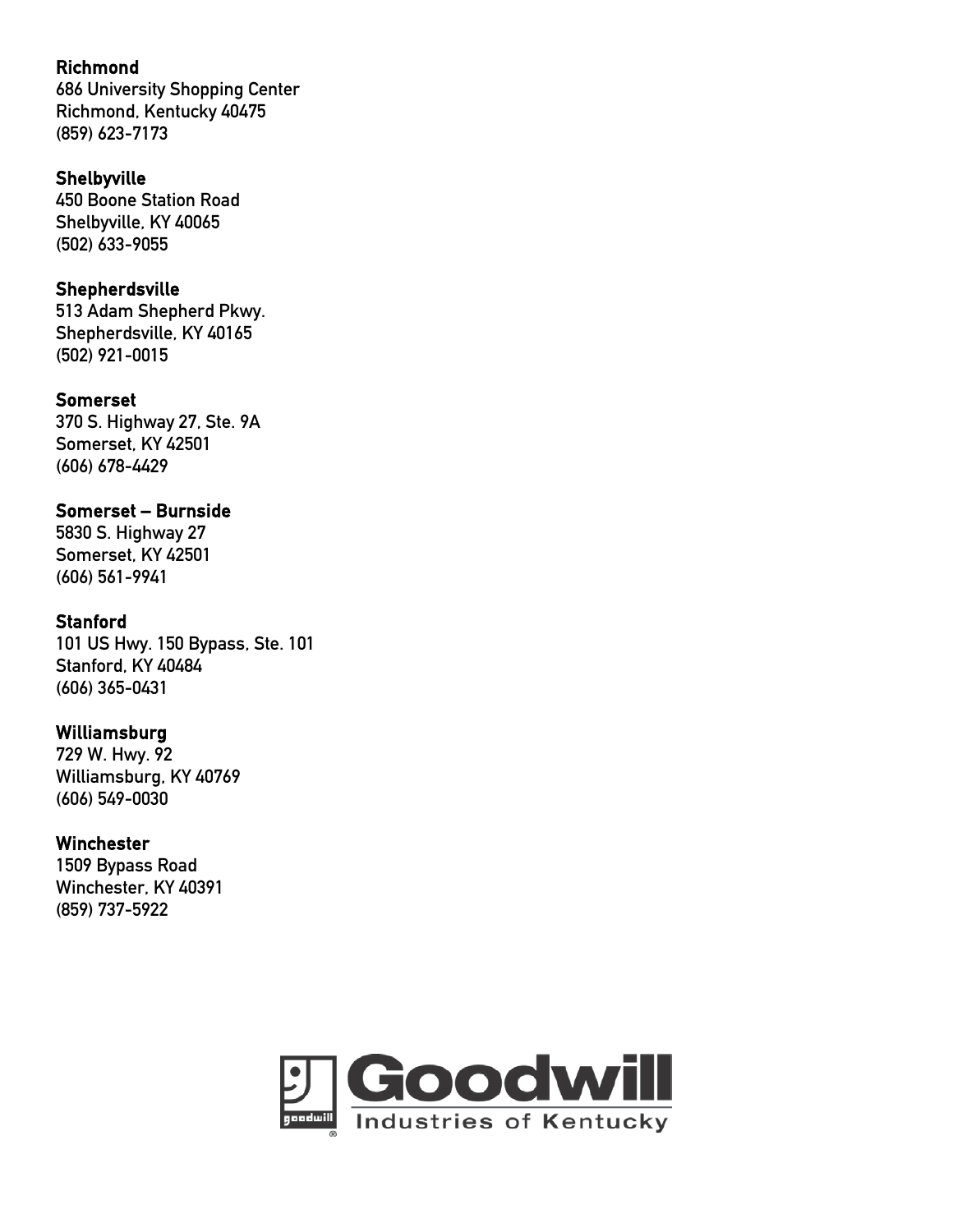**Richmond**
686 University Shopping Center
Richmond, Kentucky 40475
(859) 623-7173

**Shelbyville**
450 Boone Station Road
Shelbyville, KY 40065
(502) 633-9055

**Shepherdsville**
513 Adam Shepherd Pkwy.
Shepherdsville, KY 40165
(502) 921-0015

**Somerset**
370 S. Highway 27, Ste. 9A
Somerset, KY 42501
(606) 678-4429

**Somerset – Burnside**
5830 S. Highway 27
Somerset, KY 42501
(606) 561-9941

**Stanford**
101 US Hwy. 150 Bypass, Ste. 101
Stanford, KY 40484
(606) 365-0431

**Williamsburg**
729 W. Hwy. 92
Williamsburg, KY 40769
(606) 549-0030

**Winchester**
1509 Bypass Road
Winchester, KY 40391
(859) 737-5922

Goodwill
Industries of Kentucky